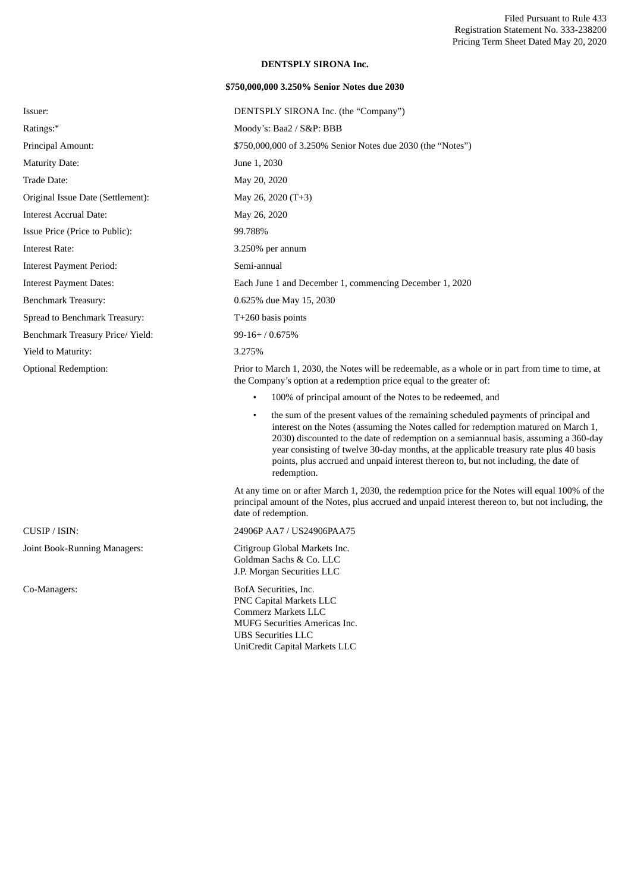Filed Pursuant to Rule 433
Registration Statement No. 333-238200
Pricing Term Sheet Dated May 20, 2020

**DENTSPLY SIRONA Inc.**

**$750,000,000 3.250% Senior Notes due 2030**

| | |
|---|---|
| Issuer: | DENTSPLY SIRONA Inc. (the "Company") |
| Ratings:* | Moody's: Baa2 / S&P: BBB |
| Principal Amount: | $750,000,000 of 3.250% Senior Notes due 2030 (the "Notes") |
| Maturity Date: | June 1, 2030 |
| Trade Date: | May 20, 2020 |
| Original Issue Date (Settlement): | May 26, 2020 (T+3) |
| Interest Accrual Date: | May 26, 2020 |
| Issue Price (Price to Public): | 99.788% |
| Interest Rate: | 3.250% per annum |
| Interest Payment Period: | Semi-annual |
| Interest Payment Dates: | Each June 1 and December 1, commencing December 1, 2020 |
| Benchmark Treasury: | 0.625% due May 15, 2030 |
| Spread to Benchmark Treasury: | T+260 basis points |
| Benchmark Treasury Price/ Yield: | 99-16+ / 0.675% |
| Yield to Maturity: | 3.275% |
| Optional Redemption: | Prior to March 1, 2030, the Notes will be redeemable, as a whole or in part from time to time, at the Company's option at a redemption price equal to the greater of: <br>• 100% of principal amount of the Notes to be redeemed, and <br>• the sum of the present values of the remaining scheduled payments of principal and interest on the Notes (assuming the Notes called for redemption matured on March 1, 2030) discounted to the date of redemption on a semiannual basis, assuming a 360-day year consisting of twelve 30-day months, at the applicable treasury rate plus 40 basis points, plus accrued and unpaid interest thereon to, but not including, the date of redemption. <br><br>At any time on or after March 1, 2030, the redemption price for the Notes will equal 100% of the principal amount of the Notes, plus accrued and unpaid interest thereon to, but not including, the date of redemption. |
| CUSIP / ISIN: | 24906P AA7 / US24906PAA75 |
| Joint Book-Running Managers: | Citigroup Global Markets Inc.<br>Goldman Sachs & Co. LLC<br>J.P. Morgan Securities LLC |
| Co-Managers: | BofA Securities, Inc.<br>PNC Capital Markets LLC<br>Commerz Markets LLC<br>MUFG Securities Americas Inc.<br>UBS Securities LLC<br>UniCredit Capital Markets LLC |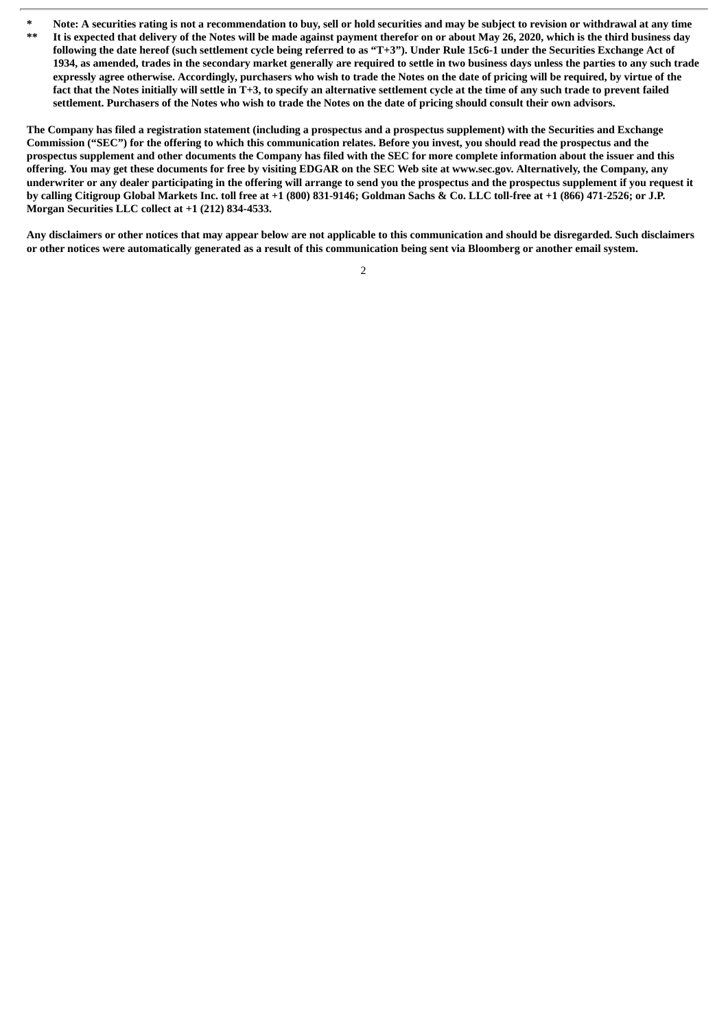**\* Note: A securities rating is not a recommendation to buy, sell or hold securities and may be subject to revision or withdrawal at any time**

**\*\* It is expected that delivery of the Notes will be made against payment therefor on or about May 26, 2020, which is the third business day following the date hereof (such settlement cycle being referred to as "T+3"). Under Rule 15c6-1 under the Securities Exchange Act of 1934, as amended, trades in the secondary market generally are required to settle in two business days unless the parties to any such trade expressly agree otherwise. Accordingly, purchasers who wish to trade the Notes on the date of pricing will be required, by virtue of the fact that the Notes initially will settle in T+3, to specify an alternative settlement cycle at the time of any such trade to prevent failed settlement. Purchasers of the Notes who wish to trade the Notes on the date of pricing should consult their own advisors.**

**The Company has filed a registration statement (including a prospectus and a prospectus supplement) with the Securities and Exchange Commission ("SEC") for the offering to which this communication relates. Before you invest, you should read the prospectus and the prospectus supplement and other documents the Company has filed with the SEC for more complete information about the issuer and this offering. You may get these documents for free by visiting EDGAR on the SEC Web site at www.sec.gov. Alternatively, the Company, any underwriter or any dealer participating in the offering will arrange to send you the prospectus and the prospectus supplement if you request it by calling Citigroup Global Markets Inc. toll free at +1 (800) 831-9146; Goldman Sachs & Co. LLC toll-free at +1 (866) 471-2526; or J.P. Morgan Securities LLC collect at +1 (212) 834-4533.**

**Any disclaimers or other notices that may appear below are not applicable to this communication and should be disregarded. Such disclaimers or other notices were automatically generated as a result of this communication being sent via Bloomberg or another email system.**